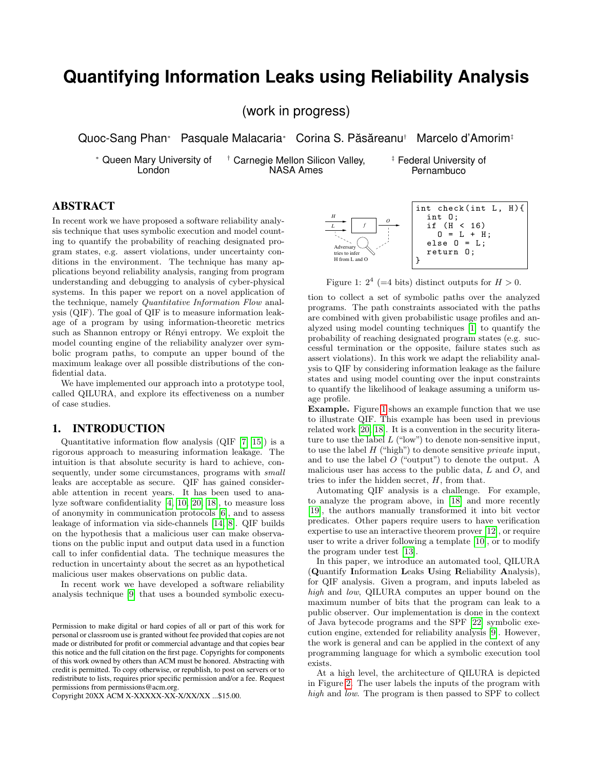# Quantifying Information Leaks using Reliability Analysis

(work in progress)

Quoc-Sang Phan* Pasquale Malacaria* Corina S. Păsăreanu† Marcelo d'Amorim‡

\* Queen Mary University of London † Carnegie Mellon Silicon Valley, NASA Ames ‡ Federal University of Pernambuco

## ABSTRACT

In recent work we have proposed a software reliability analysis technique that uses symbolic execution and model counting to quantify the probability of reaching designated program states, e.g. assert violations, under uncertainty conditions in the environment. The technique has many applications beyond reliability analysis, ranging from program understanding and debugging to analysis of cyber-physical systems. In this paper we report on a novel application of the technique, namely *Quantitative Information Flow* analysis (QIF). The goal of QIF is to measure information leakage of a program by using information-theoretic metrics such as Shannon entropy or Rényi entropy. We exploit the model counting engine of the reliability analyzer over symbolic program paths, to compute an upper bound of the maximum leakage over all possible distributions of the confidential data.

We have implemented our approach into a prototype tool, called QILURA, and explore its effectiveness on a number of case studies.

## 1. INTRODUCTION

Quantitative information flow analysis (QIF [7, 15]) is a rigorous approach to measuring information leakage. The intuition is that absolute security is hard to achieve, consequently, under some circumstances, programs with *small* leaks are acceptable as secure. QIF has gained considerable attention in recent years. It has been used to analyze software confidentiality [4, 10, 20, 18], to measure loss of anonymity in communication protocols [6], and to assess leakage of information via side-channels [14, 8]. QIF builds on the hypothesis that a malicious user can make observations on the public input and output data used in a function call to infer confidential data. The technique measures the reduction in uncertainty about the secret as an hypothetical malicious user makes observations on public data.

In recent work we have developed a software reliability analysis technique [9] that uses a bounded symbolic execution to collect a set of symbolic paths over the analyzed programs. The path constraints associated with the paths are combined with given probabilistic usage profiles and analyzed using model counting techniques [1] to quantify the probability of reaching designated program states (e.g. successful termination or the opposite, failure states such as assert violations). In this work we adapt the reliability analysis to QIF by considering information leakage as the failure states and using model counting over the input constraints to quantify the likelihood of leakage assuming a uniform usage profile.

H
L
f
O
Adversary tries to infer H from L and O

```
int check(int L, H){
  int O;
  if (H < 16)
    O = L + H;
  else O = L;
  return O;
}
```

Figure 1: $2^4$ (=4 bits) distinct outputs for $H > 0$.

**Example.** Figure 1 shows an example function that we use to illustrate QIF. This example has been used in previous related work [20, 18]. It is a convention in the security literature to use the label $L$ ("low") to denote non-sensitive input, to use the label $H$ ("high") to denote sensitive *private* input, and to use the label $O$ ("output") to denote the output. A malicious user has access to the public data, $L$ and $O$, and tries to infer the hidden secret, $H$, from that.

Automating QIF analysis is a challenge. For example, to analyze the program above, in [18] and more recently [19], the authors manually transformed it into bit vector predicates. Other papers require users to have verification expertise to use an interactive theorem prover [12], or require user to write a driver following a template [10], or to modify the program under test [13].

In this paper, we introduce an automated tool, QILURA (**Q**uantify **I**nformation **L**eaks **U**sing **R**eliability **A**nalysis), for QIF analysis. Given a program, and inputs labeled as *high* and *low*, QILURA computes an upper bound on the maximum number of bits that the program can leak to a public observer. Our implementation is done in the context of Java bytecode programs and the SPF [22] symbolic execution engine, extended for reliability analysis [9]. However, the work is general and can be applied in the context of any programming language for which a symbolic execution tool exists.

At a high level, the architecture of QILURA is depicted in Figure 2. The user labels the inputs of the program with *high* and *low*. The program is then passed to SPF to collect

Permission to make digital or hard copies of all or part of this work for personal or classroom use is granted without fee provided that copies are not made or distributed for profit or commercial advantage and that copies bear this notice and the full citation on the first page. Copyrights for components of this work owned by others than ACM must be honored. Abstracting with credit is permitted. To copy otherwise, or republish, to post on servers or to redistribute to lists, requires prior specific permission and/or a fee. Request permissions from permissions@acm.org.
Copyright 20XX ACM X-XXXXX-XX-X/XX/XX ...$15.00.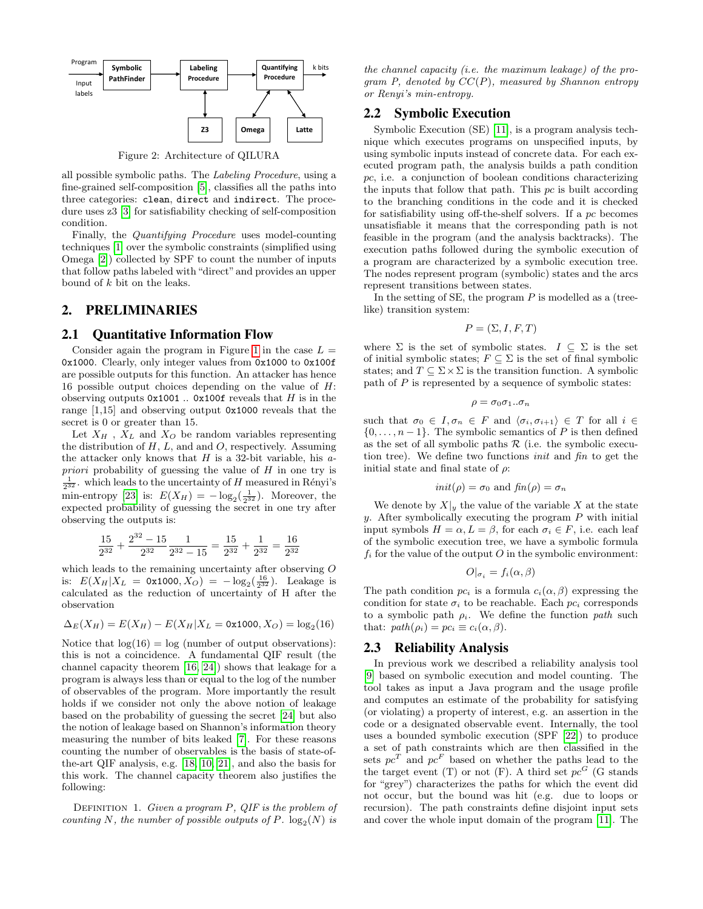Program

Input labels

Symbolic PathFinder

Labeling Procedure

Quantifying Procedure

k bits

Z3

Omega

Latte

Figure 2: Architecture of QILURA

all possible symbolic paths. The *Labeling Procedure*, using a fine-grained self-composition [5], classifies all the paths into three categories: `clean`, `direct` and `indirect`. The procedure uses z3 [3] for satisfiability checking of self-composition condition.

Finally, the *Quantifying Procedure* uses model-counting techniques [1] over the symbolic constraints (simplified using Omega [2]) collected by SPF to count the number of inputs that follow paths labeled with "direct" and provides an upper bound of $k$ bit on the leaks.

## 2. PRELIMINARIES

### 2.1 Quantitative Information Flow

Consider again the program in Figure 1 in the case $L =$ `0x1000`. Clearly, only integer values from `0x1000` to `0x100f` are possible outputs for this function. An attacker has hence 16 possible output choices depending on the value of $H$: observing outputs `0x1001` .. `0x100f` reveals that $H$ is in the range [1,15] and observing output `0x1000` reveals that the secret is 0 or greater than 15.

Let $X_H$ , $X_L$ and $X_O$ be random variables representing the distribution of $H$, $L$, and and $O$, respectively. Assuming the attacker only knows that $H$ is a 32-bit variable, his *a-priori* probability of guessing the value of $H$ in one try is $\frac{1}{2^{32}}$. which leads to the uncertainty of $H$ measured in Rényi's min-entropy [23] is: $E(X_H) = -\log_2(\frac{1}{2^{32}})$. Moreover, the expected probability of guessing the secret in one try after observing the outputs is:

$$\frac{15}{2^{32}} + \frac{2^{32}-15}{2^{32}}\frac{1}{2^{32}-15} = \frac{15}{2^{32}} + \frac{1}{2^{32}} = \frac{16}{2^{32}}$$

which leads to the remaining uncertainty after observing $O$ is: $E(X_H|X_L = \texttt{0x1000}, X_O) = -\log_2(\frac{16}{2^{32}})$. Leakage is calculated as the reduction of uncertainty of H after the observation

$$\Delta_E(X_H) = E(X_H) - E(X_H|X_L = \texttt{0x1000}, X_O) = \log_2(16)$$

Notice that $\log(16) = \log$ (number of output observations): this is not a coincidence. A fundamental QIF result (the channel capacity theorem [16, 24]) shows that leakage for a program is always less than or equal to the log of the number of observables of the program. More importantly the result holds if we consider not only the above notion of leakage based on the probability of guessing the secret [24] but also the notion of leakage based on Shannon's information theory measuring the number of bits leaked [7]. For these reasons counting the number of observables is the basis of state-of-the-art QIF analysis, e.g. [18, 10, 21], and also the basis for this work. The channel capacity theorem also justifies the following:

DEFINITION 1. *Given a program $P$, QIF is the problem of counting $N$, the number of possible outputs of $P$. $\log_2(N)$ is the channel capacity (i.e. the maximum leakage) of the program $P$, denoted by $CC(P)$, measured by Shannon entropy or Renyi's min-entropy.*

### 2.2 Symbolic Execution

Symbolic Execution (SE) [11], is a program analysis technique which executes programs on unspecified inputs, by using symbolic inputs instead of concrete data. For each executed program path, the analysis builds a path condition $pc$, i.e. a conjunction of boolean conditions characterizing the inputs that follow that path. This $pc$ is built according to the branching conditions in the code and it is checked for satisfiability using off-the-shelf solvers. If a $pc$ becomes unsatisfiable it means that the corresponding path is not feasible in the program (and the analysis backtracks). The execution paths followed during the symbolic execution of a program are characterized by a symbolic execution tree. The nodes represent program (symbolic) states and the arcs represent transitions between states.

In the setting of SE, the program $P$ is modelled as a (tree-like) transition system:

$$P = (\Sigma, I, F, T)$$

where $\Sigma$ is the set of symbolic states. $I \subseteq \Sigma$ is the set of initial symbolic states; $F \subseteq \Sigma$ is the set of final symbolic states; and $T \subseteq \Sigma \times \Sigma$ is the transition function. A symbolic path of $P$ is represented by a sequence of symbolic states:

$$\rho = \sigma_0\sigma_1..\sigma_n$$

such that $\sigma_0 \in I, \sigma_n \in F$ and $\langle\sigma_i, \sigma_{i+1}\rangle \in T$ for all $i \in \{0, \ldots, n-1\}$. The symbolic semantics of $P$ is then defined as the set of all symbolic paths $\mathcal{R}$ (i.e. the symbolic execution tree). We define two functions *init* and *fin* to get the initial state and final state of $\rho$:

$$init(\rho) = \sigma_0 \text{ and } fin(\rho) = \sigma_n$$

We denote by $X|_y$ the value of the variable $X$ at the state $y$. After symbolically executing the program $P$ with initial input symbols $H = \alpha, L = \beta$, for each $\sigma_i \in F$, i.e. each leaf of the symbolic execution tree, we have a symbolic formula $f_i$ for the value of the output $O$ in the symbolic environment:

$$O|_{\sigma_i} = f_i(\alpha, \beta)$$

The path condition $pc_i$ is a formula $c_i(\alpha, \beta)$ expressing the condition for state $\sigma_i$ to be reachable. Each $pc_i$ corresponds to a symbolic path $\rho_i$. We define the function *path* such that: $path(\rho_i) = pc_i \equiv c_i(\alpha, \beta)$.

### 2.3 Reliability Analysis

In previous work we described a reliability analysis tool [9] based on symbolic execution and model counting. The tool takes as input a Java program and the usage profile and computes an estimate of the probability for satisfying (or violating) a property of interest, e.g. an assertion in the code or a designated observable event. Internally, the tool uses a bounded symbolic execution (SPF [22]) to produce a set of path constraints which are then classified in the sets $pc^T$ and $pc^F$ based on whether the paths lead to the the target event (T) or not (F). A third set $pc^G$ (G stands for "grey") characterizes the paths for which the event did not occur, but the bound was hit (e.g. due to loops or recursion). The path constraints define disjoint input sets and cover the whole input domain of the program [11]. The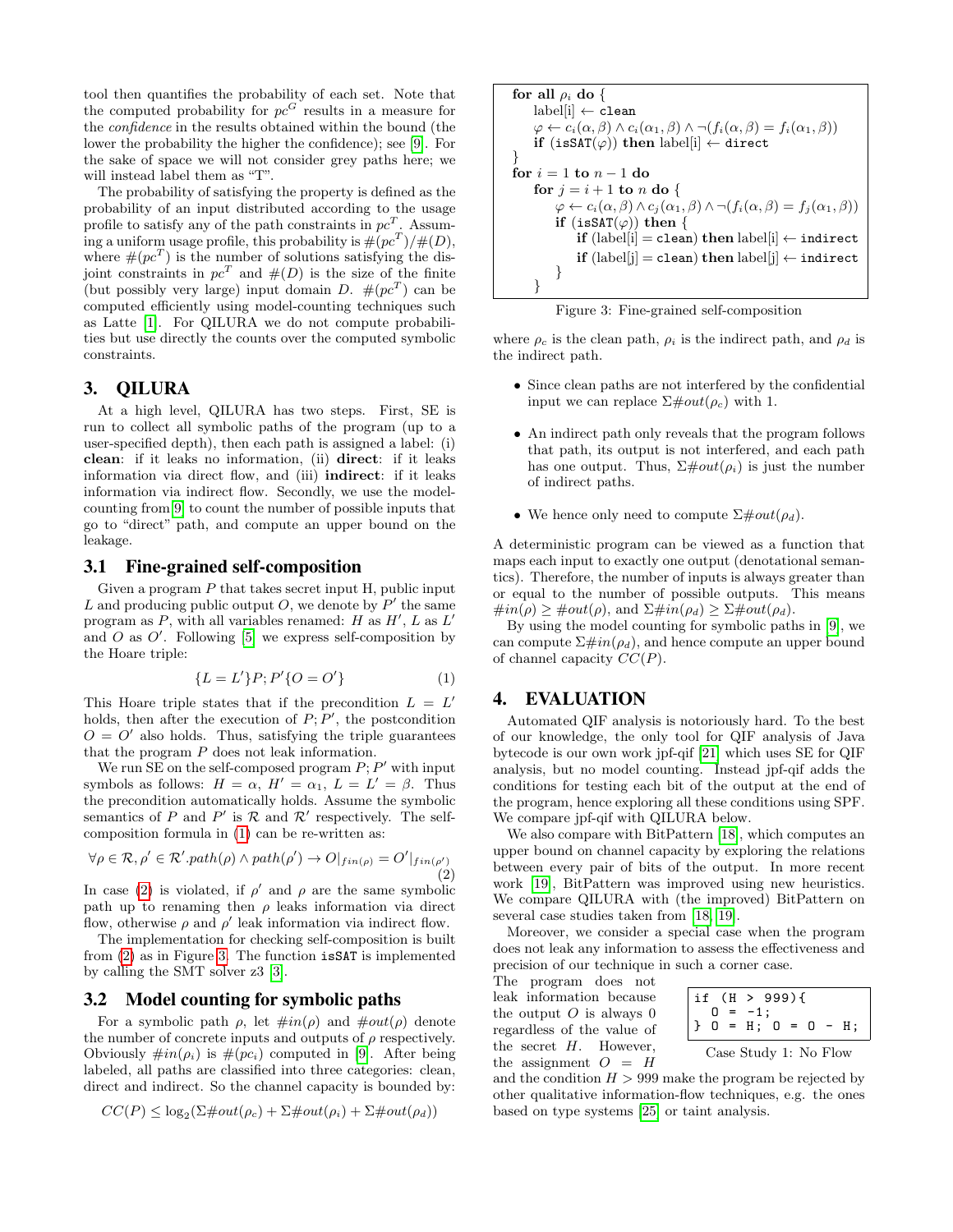tool then quantifies the probability of each set. Note that the computed probability for $pc^G$ results in a measure for the *confidence* in the results obtained within the bound (the lower the probability the higher the confidence); see [9]. For the sake of space we will not consider grey paths here; we will instead label them as "T".

The probability of satisfying the property is defined as the probability of an input distributed according to the usage profile to satisfy any of the path constraints in $pc^T$. Assuming a uniform usage profile, this probability is $\#(pc^T)/\#(D)$, where $\#(pc^T)$ is the number of solutions satisfying the disjoint constraints in $pc^T$ and $\#(D)$ is the size of the finite (but possibly very large) input domain $D$. $\#(pc^T)$ can be computed efficiently using model-counting techniques such as Latte [1]. For QILURA we do not compute probabilities but use directly the counts over the computed symbolic constraints.

# 3. QILURA

At a high level, QILURA has two steps. First, SE is run to collect all symbolic paths of the program (up to a user-specified depth), then each path is assigned a label: (i) **clean**: if it leaks no information, (ii) **direct**: if it leaks information via direct flow, and (iii) **indirect**: if it leaks information via indirect flow. Secondly, we use the model-counting from [9] to count the number of possible inputs that go to "direct" path, and compute an upper bound on the leakage.

## 3.1 Fine-grained self-composition

Given a program $P$ that takes secret input H, public input $L$ and producing public output $O$, we denote by $P'$ the same program as $P$, with all variables renamed: $H$ as $H'$, $L$ as $L'$ and $O$ as $O'$. Following [5] we express self-composition by the Hoare triple:

$$\{L = L'\}P; P'\{O = O'\} \tag{1}$$

This Hoare triple states that if the precondition $L = L'$ holds, then after the execution of $P; P'$, the postcondition $O = O'$ also holds. Thus, satisfying the triple guarantees that the program $P$ does not leak information.

We run SE on the self-composed program $P; P'$ with input symbols as follows: $H = \alpha$, $H' = \alpha_1$, $L = L' = \beta$. Thus the precondition automatically holds. Assume the symbolic semantics of $P$ and $P'$ is $\mathcal{R}$ and $\mathcal{R}'$ respectively. The self-composition formula in (1) can be re-written as:

$$\forall \rho \in \mathcal{R}, \rho' \in \mathcal{R}'.path(\rho) \wedge path(\rho') \rightarrow O|_{fin(\rho)} = O'|_{fin(\rho')} \tag{2}$$

In case (2) is violated, if $\rho'$ and $\rho$ are the same symbolic path up to renaming then $\rho$ leaks information via direct flow, otherwise $\rho$ and $\rho'$ leak information via indirect flow.

The implementation for checking self-composition is built from (2) as in Figure 3. The function `isSAT` is implemented by calling the SMT solver z3 [3].

## 3.2 Model counting for symbolic paths

For a symbolic path $\rho$, let $\#in(\rho)$ and $\#out(\rho)$ denote the number of concrete inputs and outputs of $\rho$ respectively. Obviously $\#in(\rho_i)$ is $\#(pc_i)$ computed in [9]. After being labeled, all paths are classified into three categories: clean, direct and indirect. So the channel capacity is bounded by:

$$CC(P) \leq \log_2(\Sigma\#out(\rho_c) + \Sigma\#out(\rho_i) + \Sigma\#out(\rho_d))$$

```
for all ρ_i do {
    label[i] ← clean
    φ ← c_i(α, β) ∧ c_i(α_1, β) ∧ ¬(f_i(α, β) = f_i(α_1, β))
    if (isSAT(φ)) then label[i] ← direct
}
for i = 1 to n − 1 do
    for j = i + 1 to n do {
        φ ← c_i(α, β) ∧ c_j(α_1, β) ∧ ¬(f_i(α, β) = f_j(α_1, β))
        if (isSAT(φ)) then {
            if (label[i] = clean) then label[i] ← indirect
            if (label[j] = clean) then label[j] ← indirect
        }
    }
```

Figure 3: Fine-grained self-composition

where $\rho_c$ is the clean path, $\rho_i$ is the indirect path, and $\rho_d$ is the indirect path.

- Since clean paths are not interfered by the confidential input we can replace $\Sigma\#out(\rho_c)$ with 1.
- An indirect path only reveals that the program follows that path, its output is not interfered, and each path has one output. Thus, $\Sigma\#out(\rho_i)$ is just the number of indirect paths.
- We hence only need to compute $\Sigma\#out(\rho_d)$.

A deterministic program can be viewed as a function that maps each input to exactly one output (denotational semantics). Therefore, the number of inputs is always greater than or equal to the number of possible outputs. This means $\#in(\rho) \geq \#out(\rho)$, and $\Sigma\#in(\rho_d) \geq \Sigma\#out(\rho_d)$.

By using the model counting for symbolic paths in [9], we can compute $\Sigma\#in(\rho_d)$, and hence compute an upper bound of channel capacity $CC(P)$.

# 4. EVALUATION

Automated QIF analysis is notoriously hard. To the best of our knowledge, the only tool for QIF analysis of Java bytecode is our own work jpf-qif [21] which uses SE for QIF analysis, but no model counting. Instead jpf-qif adds the conditions for testing each bit of the output at the end of the program, hence exploring all these conditions using SPF. We compare jpf-qif with QILURA below.

We also compare with BitPattern [18], which computes an upper bound on channel capacity by exploring the relations between every pair of bits of the output. In more recent work [19], BitPattern was improved using new heuristics. We compare QILURA with (the improved) BitPattern on several case studies taken from [18, 19].

Moreover, we consider a special case when the program does not leak any information to assess the effectiveness and precision of our technique in such a corner case.

```
if (H > 999){
  O = -1;
} O = H; O = O - H;
```

Case Study 1: No Flow

The program does not leak information because the output $O$ is always 0 regardless of the value of the secret $H$. However, the assignment $O = H$ and the condition $H > 999$ make the program be rejected by other qualitative information-flow techniques, e.g. the ones based on type systems [25] or taint analysis.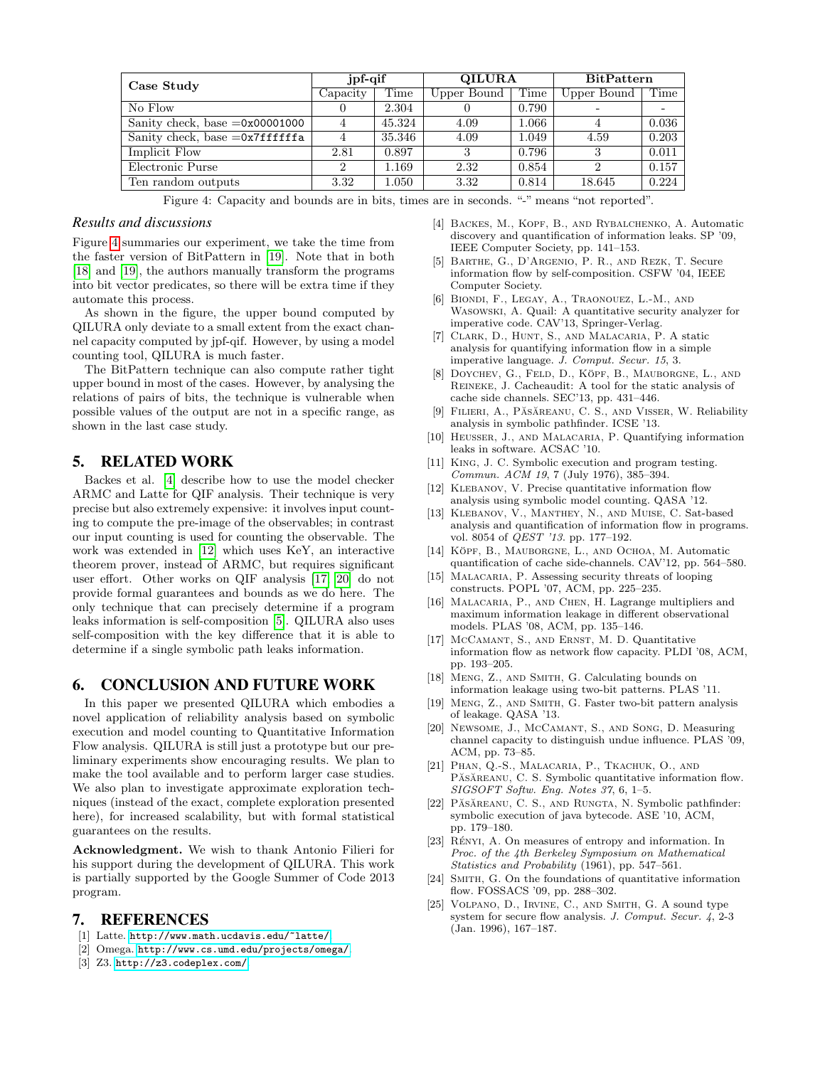| Case Study | jpf-qif | | QILURA | | BitPattern | |
|---|---|---|---|---|---|---|
| | Capacity | Time | Upper Bound | Time | Upper Bound | Time |
| No Flow | 0 | 2.304 | 0 | 0.790 | - | - |
| Sanity check, base =`0x00001000` | 4 | 45.324 | 4.09 | 1.066 | 4 | 0.036 |
| Sanity check, base =`0x7ffffffa` | 4 | 35.346 | 4.09 | 1.049 | 4.59 | 0.203 |
| Implicit Flow | 2.81 | 0.897 | 3 | 0.796 | 3 | 0.011 |
| Electronic Purse | 2 | 1.169 | 2.32 | 0.854 | 2 | 0.157 |
| Ten random outputs | 3.32 | 1.050 | 3.32 | 0.814 | 18.645 | 0.224 |

Figure 4: Capacity and bounds are in bits, times are in seconds. "-" means "not reported".

### *Results and discussions*

Figure 4 summaries our experiment, we take the time from the faster version of BitPattern in [19]. Note that in both [18] and [19], the authors manually transform the programs into bit vector predicates, so there will be extra time if they automate this process.

As shown in the figure, the upper bound computed by QILURA only deviate to a small extent from the exact channel capacity computed by jpf-qif. However, by using a model counting tool, QILURA is much faster.

The BitPattern technique can also compute rather tight upper bound in most of the cases. However, by analysing the relations of pairs of bits, the technique is vulnerable when possible values of the output are not in a specific range, as shown in the last case study.

## 5. RELATED WORK

Backes et al. [4] describe how to use the model checker ARMC and Latte for QIF analysis. Their technique is very precise but also extremely expensive: it involves input counting to compute the pre-image of the observables; in contrast our input counting is used for counting the observable. The work was extended in [12] which uses KeY, an interactive theorem prover, instead of ARMC, but requires significant user effort. Other works on QIF analysis [17, 20] do not provide formal guarantees and bounds as we do here. The only technique that can precisely determine if a program leaks information is self-composition [5]. QILURA also uses self-composition with the key difference that it is able to determine if a single symbolic path leaks information.

## 6. CONCLUSION AND FUTURE WORK

In this paper we presented QILURA which embodies a novel application of reliability analysis based on symbolic execution and model counting to Quantitative Information Flow analysis. QILURA is still just a prototype but our preliminary experiments show encouraging results. We plan to make the tool available and to perform larger case studies. We also plan to investigate approximate exploration techniques (instead of the exact, complete exploration presented here), for increased scalability, but with formal statistical guarantees on the results.

**Acknowledgment.** We wish to thank Antonio Filieri for his support during the development of QILURA. This work is partially supported by the Google Summer of Code 2013 program.

## 7. REFERENCES

[1] Latte. http://www.math.ucdavis.edu/~latte/.

[2] Omega. http://www.cs.umd.edu/projects/omega/.

[3] Z3. http://z3.codeplex.com/.

[4] Backes, M., Kopf, B., and Rybalchenko, A. Automatic discovery and quantification of information leaks. SP '09, IEEE Computer Society, pp. 141–153.

[5] Barthe, G., D'Argenio, P. R., and Rezk, T. Secure information flow by self-composition. CSFW '04, IEEE Computer Society.

[6] Biondi, F., Legay, A., Traonouez, L.-M., and Wasowski, A. Quail: A quantitative security analyzer for imperative code. CAV'13, Springer-Verlag.

[7] Clark, D., Hunt, S., and Malacaria, P. A static analysis for quantifying information flow in a simple imperative language. *J. Comput. Secur. 15*, 3.

[8] Doychev, G., Feld, D., Köpf, B., Mauborgne, L., and Reineke, J. Cacheaudit: A tool for the static analysis of cache side channels. SEC'13, pp. 431–446.

[9] Filieri, A., Păsăreanu, C. S., and Visser, W. Reliability analysis in symbolic pathfinder. ICSE '13.

[10] Heusser, J., and Malacaria, P. Quantifying information leaks in software. ACSAC '10.

[11] King, J. C. Symbolic execution and program testing. *Commun. ACM 19*, 7 (July 1976), 385–394.

[12] Klebanov, V. Precise quantitative information flow analysis using symbolic model counting. QASA '12.

[13] Klebanov, V., Manthey, N., and Muise, C. Sat-based analysis and quantification of information flow in programs. vol. 8054 of *QEST '13*. pp. 177–192.

[14] Köpf, B., Mauborgne, L., and Ochoa, M. Automatic quantification of cache side-channels. CAV'12, pp. 564–580.

[15] Malacaria, P. Assessing security threats of looping constructs. POPL '07, ACM, pp. 225–235.

[16] Malacaria, P., and Chen, H. Lagrange multipliers and maximum information leakage in different observational models. PLAS '08, ACM, pp. 135–146.

[17] McCamant, S., and Ernst, M. D. Quantitative information flow as network flow capacity. PLDI '08, ACM, pp. 193–205.

[18] Meng, Z., and Smith, G. Calculating bounds on information leakage using two-bit patterns. PLAS '11.

[19] Meng, Z., and Smith, G. Faster two-bit pattern analysis of leakage. QASA '13.

[20] Newsome, J., McCamant, S., and Song, D. Measuring channel capacity to distinguish undue influence. PLAS '09, ACM, pp. 73–85.

[21] Phan, Q.-S., Malacaria, P., Tkachuk, O., and Păsăreanu, C. S. Symbolic quantitative information flow. *SIGSOFT Softw. Eng. Notes 37*, 6, 1–5.

[22] Păsăreanu, C. S., and Rungta, N. Symbolic pathfinder: symbolic execution of java bytecode. ASE '10, ACM, pp. 179–180.

[23] Rényi, A. On measures of entropy and information. In *Proc. of the 4th Berkeley Symposium on Mathematical Statistics and Probability* (1961), pp. 547–561.

[24] Smith, G. On the foundations of quantitative information flow. FOSSACS '09, pp. 288–302.

[25] Volpano, D., Irvine, C., and Smith, G. A sound type system for secure flow analysis. *J. Comput. Secur. 4*, 2-3 (Jan. 1996), 167–187.